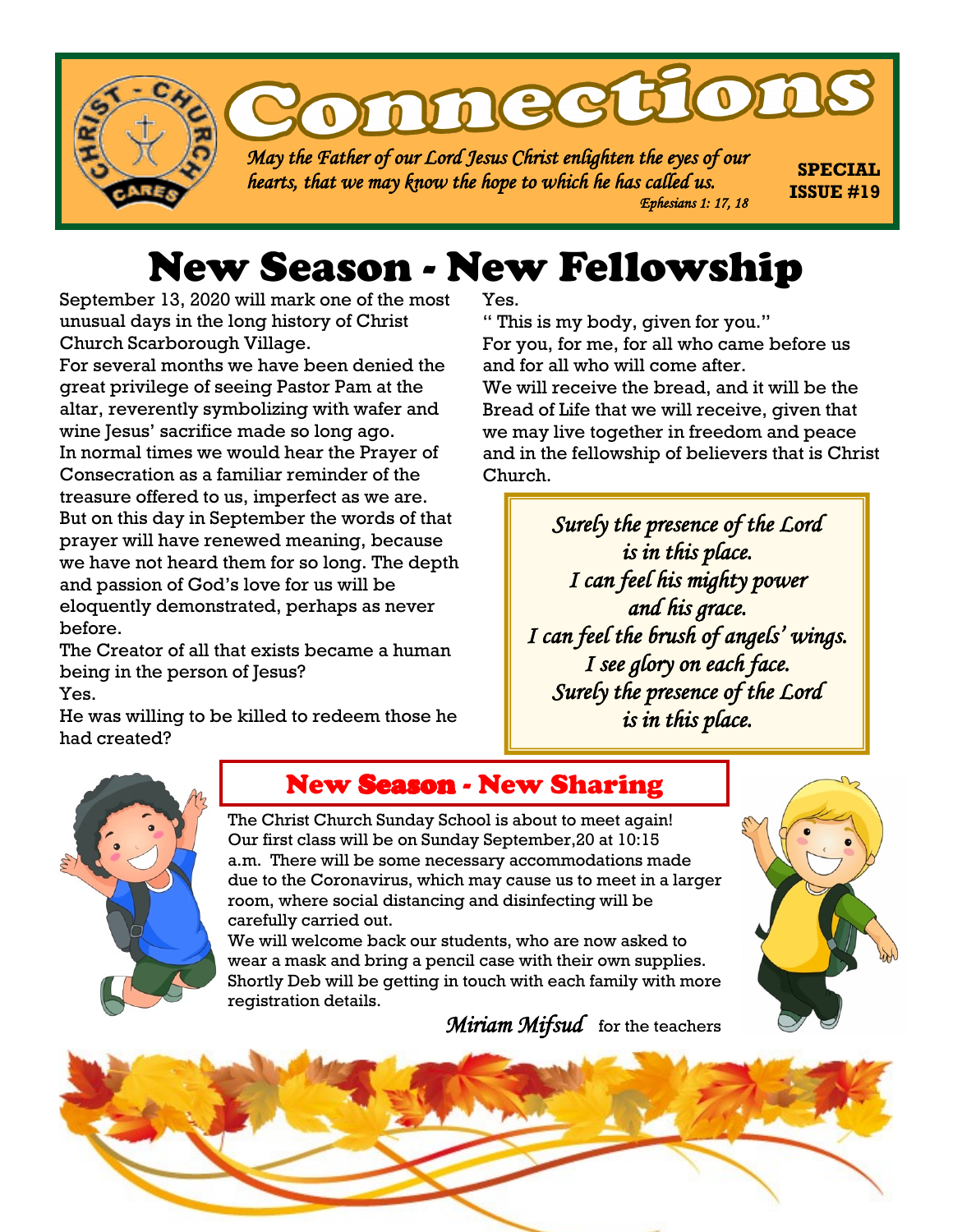# Connections

*May the Father of our Lord Jesus Christ enlighten the eyes of our hearts, that we may know the hope to which he has called us.*
*Ephesians 1: 17, 18*

**SPECIAL ISSUE #19**

# New Season - New Fellowship

September 13, 2020 will mark one of the most unusual days in the long history of Christ Church Scarborough Village.

For several months we have been denied the great privilege of seeing Pastor Pam at the altar, reverently symbolizing with wafer and wine Jesus' sacrifice made so long ago.

In normal times we would hear the Prayer of Consecration as a familiar reminder of the treasure offered to us, imperfect as we are. But on this day in September the words of that prayer will have renewed meaning, because we have not heard them for so long. The depth and passion of God's love for us will be eloquently demonstrated, perhaps as never before.

The Creator of all that exists became a human being in the person of Jesus?

Yes.

He was willing to be killed to redeem those he had created?

Yes.

" This is my body, given for you."

For you, for me, for all who came before us and for all who will come after.

We will receive the bread, and it will be the Bread of Life that we will receive, given that we may live together in freedom and peace and in the fellowship of believers that is Christ Church.

*Surely the presence of the Lord*
*is in this place.*
*I can feel his mighty power*
*and his grace.*
*I can feel the brush of angels' wings.*
*I see glory on each face.*
*Surely the presence of the Lord*
*is in this place.*

## New Season - New Sharing

The Christ Church Sunday School is about to meet again! Our first class will be on Sunday September,20 at 10:15 a.m. There will be some necessary accommodations made due to the Coronavirus, which may cause us to meet in a larger room, where social distancing and disinfecting will be carefully carried out.

We will welcome back our students, who are now asked to wear a mask and bring a pencil case with their own supplies. Shortly Deb will be getting in touch with each family with more registration details.

*Miriam Mifsud* for the teachers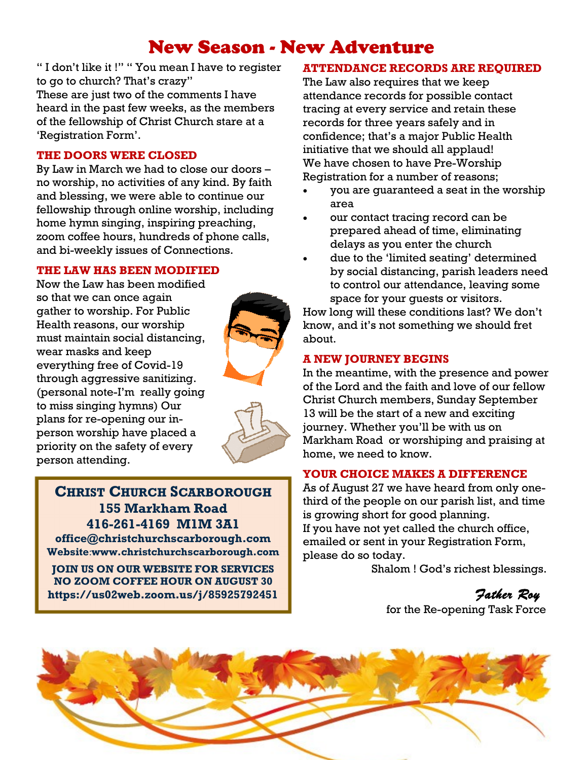# New Season - New Adventure

" I don't like it !" " You mean I have to register to go to church? That's crazy"
These are just two of the comments I have heard in the past few weeks, as the members of the fellowship of Christ Church stare at a 'Registration Form'.

## THE DOORS WERE CLOSED

By Law in March we had to close our doors – no worship, no activities of any kind. By faith and blessing, we were able to continue our fellowship through online worship, including home hymn singing, inspiring preaching, zoom coffee hours, hundreds of phone calls, and bi-weekly issues of Connections.

## THE LAW HAS BEEN MODIFIED

Now the Law has been modified so that we can once again gather to worship. For Public Health reasons, our worship must maintain social distancing, wear masks and keep everything free of Covid-19 through aggressive sanitizing. (personal note-I'm really going to miss singing hymns) Our plans for re-opening our in-person worship have placed a priority on the safety of every person attending.

**CHRIST CHURCH SCARBOROUGH**
**155 Markham Road**
**416-261-4169 M1M 3A1**
**office@christchurchscarborough.com**
**Website:www.christchurchscarborough.com**

**JOIN US ON OUR WEBSITE FOR SERVICES**
**NO ZOOM COFFEE HOUR ON AUGUST 30**
**https://us02web.zoom.us/j/85925792451**

## ATTENDANCE RECORDS ARE REQUIRED

The Law also requires that we keep attendance records for possible contact tracing at every service and retain these records for three years safely and in confidence; that's a major Public Health initiative that we should all applaud!
We have chosen to have Pre-Worship Registration for a number of reasons;

- you are guaranteed a seat in the worship area
- our contact tracing record can be prepared ahead of time, eliminating delays as you enter the church
- due to the 'limited seating' determined by social distancing, parish leaders need to control our attendance, leaving some space for your guests or visitors.

How long will these conditions last? We don't know, and it's not something we should fret about.

## A NEW JOURNEY BEGINS

In the meantime, with the presence and power of the Lord and the faith and love of our fellow Christ Church members, Sunday September 13 will be the start of a new and exciting journey. Whether you'll be with us on Markham Road or worshiping and praising at home, we need to know.

## YOUR CHOICE MAKES A DIFFERENCE

As of August 27 we have heard from only one-third of the people on our parish list, and time is growing short for good planning.
If you have not yet called the church office, emailed or sent in your Registration Form, please do so today.

Shalom ! God's richest blessings.

*Father Roy*
for the Re-opening Task Force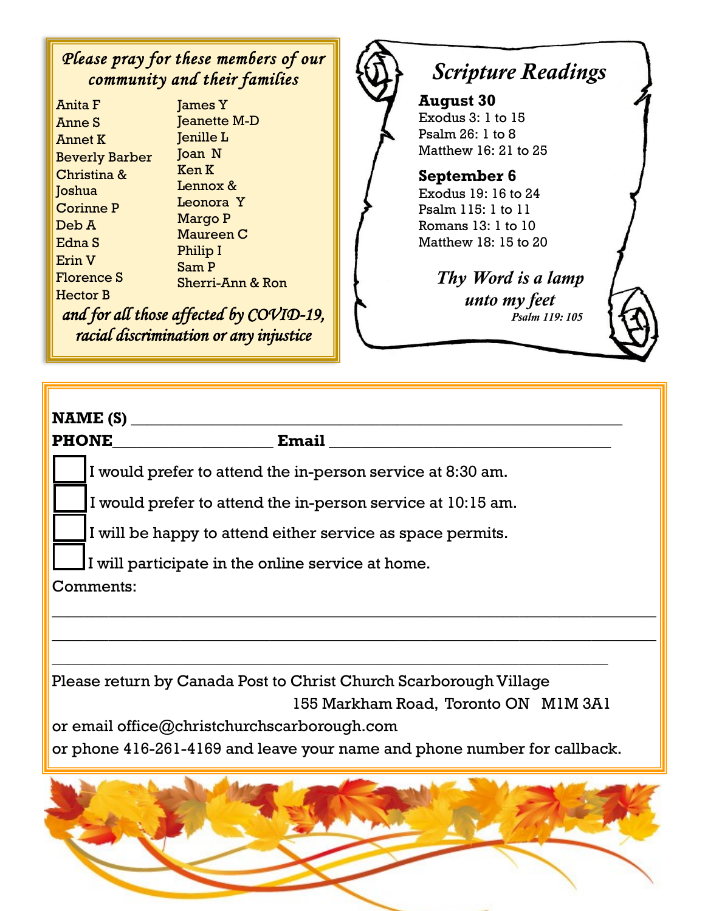*Please pray for these members of our community and their families*

Anita F
Anne S
Annet K
Beverly Barber
Christina & Joshua
Corinne P
Deb A
Edna S
Erin V
Florence S
Hector B
James Y
Jeanette M-D
Jenille L
Joan N
Ken K
Lennox & Leonora Y
Margo P
Maureen C
Philip I
Sam P
Sherri-Ann & Ron

*and for all those affected by COVID-19, racial discrimination or any injustice*

## *Scripture Readings*

**August 30**
Exodus 3: 1 to 15
Psalm 26: 1 to 8
Matthew 16: 21 to 25

**September 6**
Exodus 19: 16 to 24
Psalm 115: 1 to 11
Romans 13: 1 to 10
Matthew 18: 15 to 20

*Thy Word is a lamp unto my feet*
*Psalm 119: 105*

**NAME (S)** ________________________________________________

**PHONE**____________________ **Email** ______________________________

☐ I would prefer to attend the in-person service at 8:30 am.

☐ I would prefer to attend the in-person service at 10:15 am.

☐ I will be happy to attend either service as space permits.

☐ I will participate in the online service at home.

Comments:

________________________________________________________________________

________________________________________________________________________

________________________________________________________________________

Please return by Canada Post to Christ Church Scarborough Village
155 Markham Road, Toronto ON M1M 3A1
or email office@christchurchscarborough.com
or phone 416-261-4169 and leave your name and phone number for callback.